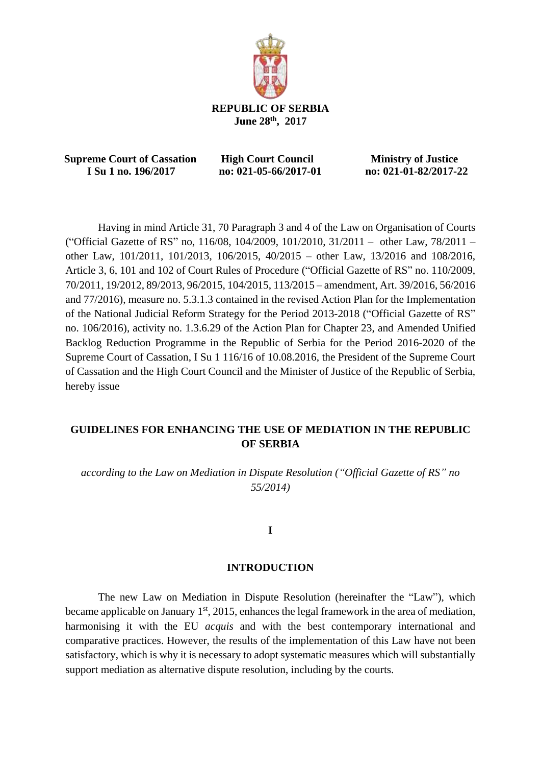**REPUBLIC OF SERBIA**
**June 28th, 2017**

| Supreme Court of Cassation | High Court Council | Ministry of Justice |
|---|---|---|
| I Su 1 no. 196/2017 | no: 021-05-66/2017-01 | no: 021-01-82/2017-22 |

Having in mind Article 31, 70 Paragraph 3 and 4 of the Law on Organisation of Courts ("Official Gazette of RS" no, 116/08, 104/2009, 101/2010, 31/2011 – other Law, 78/2011 – other Law, 101/2011, 101/2013, 106/2015, 40/2015 – other Law, 13/2016 and 108/2016, Article 3, 6, 101 and 102 of Court Rules of Procedure ("Official Gazette of RS" no. 110/2009, 70/2011, 19/2012, 89/2013, 96/2015, 104/2015, 113/2015 – amendment, Art. 39/2016, 56/2016 and 77/2016), measure no. 5.3.1.3 contained in the revised Action Plan for the Implementation of the National Judicial Reform Strategy for the Period 2013-2018 ("Official Gazette of RS" no. 106/2016), activity no. 1.3.6.29 of the Action Plan for Chapter 23, and Amended Unified Backlog Reduction Programme in the Republic of Serbia for the Period 2016-2020 of the Supreme Court of Cassation, I Su 1 116/16 of 10.08.2016, the President of the Supreme Court of Cassation and the High Court Council and the Minister of Justice of the Republic of Serbia, hereby issue

# GUIDELINES FOR ENHANCING THE USE OF MEDIATION IN THE REPUBLIC OF SERBIA

*according to the Law on Mediation in Dispute Resolution ("Official Gazette of RS" no 55/2014)*

## I

## INTRODUCTION

The new Law on Mediation in Dispute Resolution (hereinafter the "Law"), which became applicable on January 1st, 2015, enhances the legal framework in the area of mediation, harmonising it with the EU *acquis* and with the best contemporary international and comparative practices. However, the results of the implementation of this Law have not been satisfactory, which is why it is necessary to adopt systematic measures which will substantially support mediation as alternative dispute resolution, including by the courts.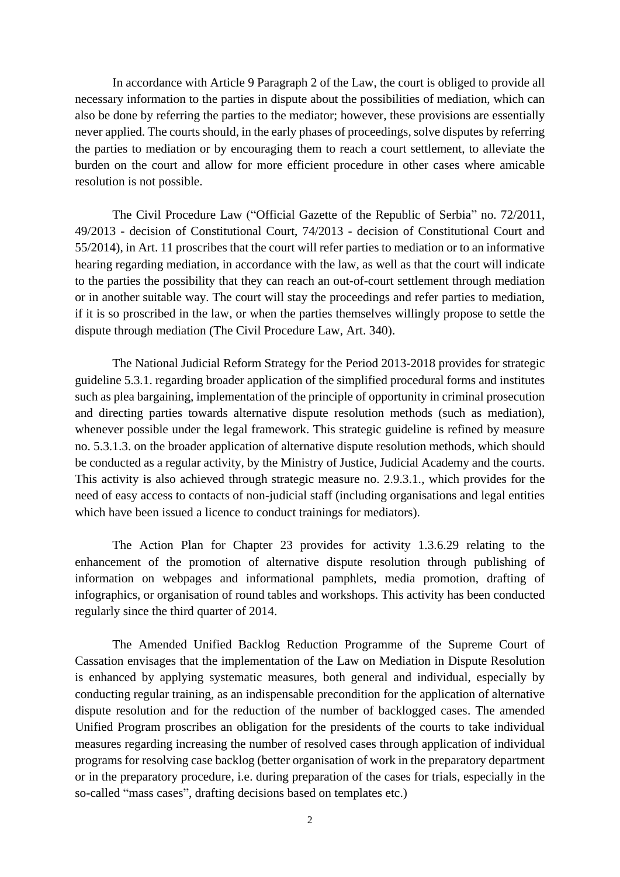In accordance with Article 9 Paragraph 2 of the Law, the court is obliged to provide all necessary information to the parties in dispute about the possibilities of mediation, which can also be done by referring the parties to the mediator; however, these provisions are essentially never applied. The courts should, in the early phases of proceedings, solve disputes by referring the parties to mediation or by encouraging them to reach a court settlement, to alleviate the burden on the court and allow for more efficient procedure in other cases where amicable resolution is not possible.

The Civil Procedure Law ("Official Gazette of the Republic of Serbia" no. 72/2011, 49/2013 - decision of Constitutional Court, 74/2013 - decision of Constitutional Court and 55/2014), in Art. 11 proscribes that the court will refer parties to mediation or to an informative hearing regarding mediation, in accordance with the law, as well as that the court will indicate to the parties the possibility that they can reach an out-of-court settlement through mediation or in another suitable way. The court will stay the proceedings and refer parties to mediation, if it is so proscribed in the law, or when the parties themselves willingly propose to settle the dispute through mediation (The Civil Procedure Law, Art. 340).

The National Judicial Reform Strategy for the Period 2013-2018 provides for strategic guideline 5.3.1. regarding broader application of the simplified procedural forms and institutes such as plea bargaining, implementation of the principle of opportunity in criminal prosecution and directing parties towards alternative dispute resolution methods (such as mediation), whenever possible under the legal framework. This strategic guideline is refined by measure no. 5.3.1.3. on the broader application of alternative dispute resolution methods, which should be conducted as a regular activity, by the Ministry of Justice, Judicial Academy and the courts. This activity is also achieved through strategic measure no. 2.9.3.1., which provides for the need of easy access to contacts of non-judicial staff (including organisations and legal entities which have been issued a licence to conduct trainings for mediators).

The Action Plan for Chapter 23 provides for activity 1.3.6.29 relating to the enhancement of the promotion of alternative dispute resolution through publishing of information on webpages and informational pamphlets, media promotion, drafting of infographics, or organisation of round tables and workshops. This activity has been conducted regularly since the third quarter of 2014.

The Amended Unified Backlog Reduction Programme of the Supreme Court of Cassation envisages that the implementation of the Law on Mediation in Dispute Resolution is enhanced by applying systematic measures, both general and individual, especially by conducting regular training, as an indispensable precondition for the application of alternative dispute resolution and for the reduction of the number of backlogged cases. The amended Unified Program proscribes an obligation for the presidents of the courts to take individual measures regarding increasing the number of resolved cases through application of individual programs for resolving case backlog (better organisation of work in the preparatory department or in the preparatory procedure, i.e. during preparation of the cases for trials, especially in the so-called "mass cases", drafting decisions based on templates etc.)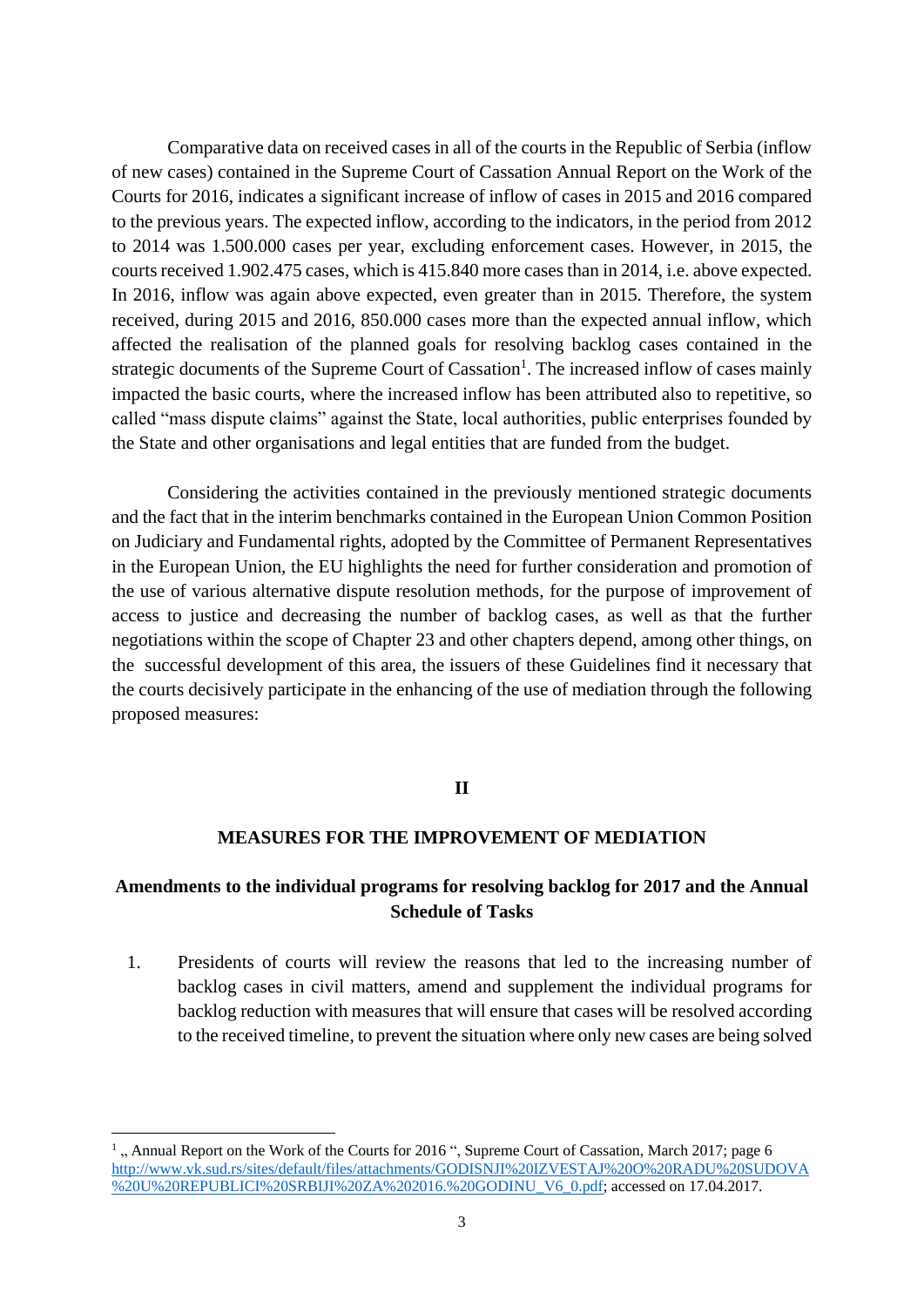Comparative data on received cases in all of the courts in the Republic of Serbia (inflow of new cases) contained in the Supreme Court of Cassation Annual Report on the Work of the Courts for 2016, indicates a significant increase of inflow of cases in 2015 and 2016 compared to the previous years. The expected inflow, according to the indicators, in the period from 2012 to 2014 was 1.500.000 cases per year, excluding enforcement cases. However, in 2015, the courts received 1.902.475 cases, which is 415.840 more cases than in 2014, i.e. above expected. In 2016, inflow was again above expected, even greater than in 2015. Therefore, the system received, during 2015 and 2016, 850.000 cases more than the expected annual inflow, which affected the realisation of the planned goals for resolving backlog cases contained in the strategic documents of the Supreme Court of Cassation[1]. The increased inflow of cases mainly impacted the basic courts, where the increased inflow has been attributed also to repetitive, so called "mass dispute claims" against the State, local authorities, public enterprises founded by the State and other organisations and legal entities that are funded from the budget.

Considering the activities contained in the previously mentioned strategic documents and the fact that in the interim benchmarks contained in the European Union Common Position on Judiciary and Fundamental rights, adopted by the Committee of Permanent Representatives in the European Union, the EU highlights the need for further consideration and promotion of the use of various alternative dispute resolution methods, for the purpose of improvement of access to justice and decreasing the number of backlog cases, as well as that the further negotiations within the scope of Chapter 23 and other chapters depend, among other things, on the successful development of this area, the issuers of these Guidelines find it necessary that the courts decisively participate in the enhancing of the use of mediation through the following proposed measures:

## II

## MEASURES FOR THE IMPROVEMENT OF MEDIATION

### Amendments to the individual programs for resolving backlog for 2017 and the Annual Schedule of Tasks

1. Presidents of courts will review the reasons that led to the increasing number of backlog cases in civil matters, amend and supplement the individual programs for backlog reduction with measures that will ensure that cases will be resolved according to the received timeline, to prevent the situation where only new cases are being solved

---

[1] „ Annual Report on the Work of the Courts for 2016 ", Supreme Court of Cassation, March 2017; page 6 http://www.vk.sud.rs/sites/default/files/attachments/GODISNJI%20IZVESTAJ%20O%20RADU%20SUDOVA%20U%20REPUBLICI%20SRBIJI%20ZA%202016.%20GODINU_V6_0.pdf; accessed on 17.04.2017.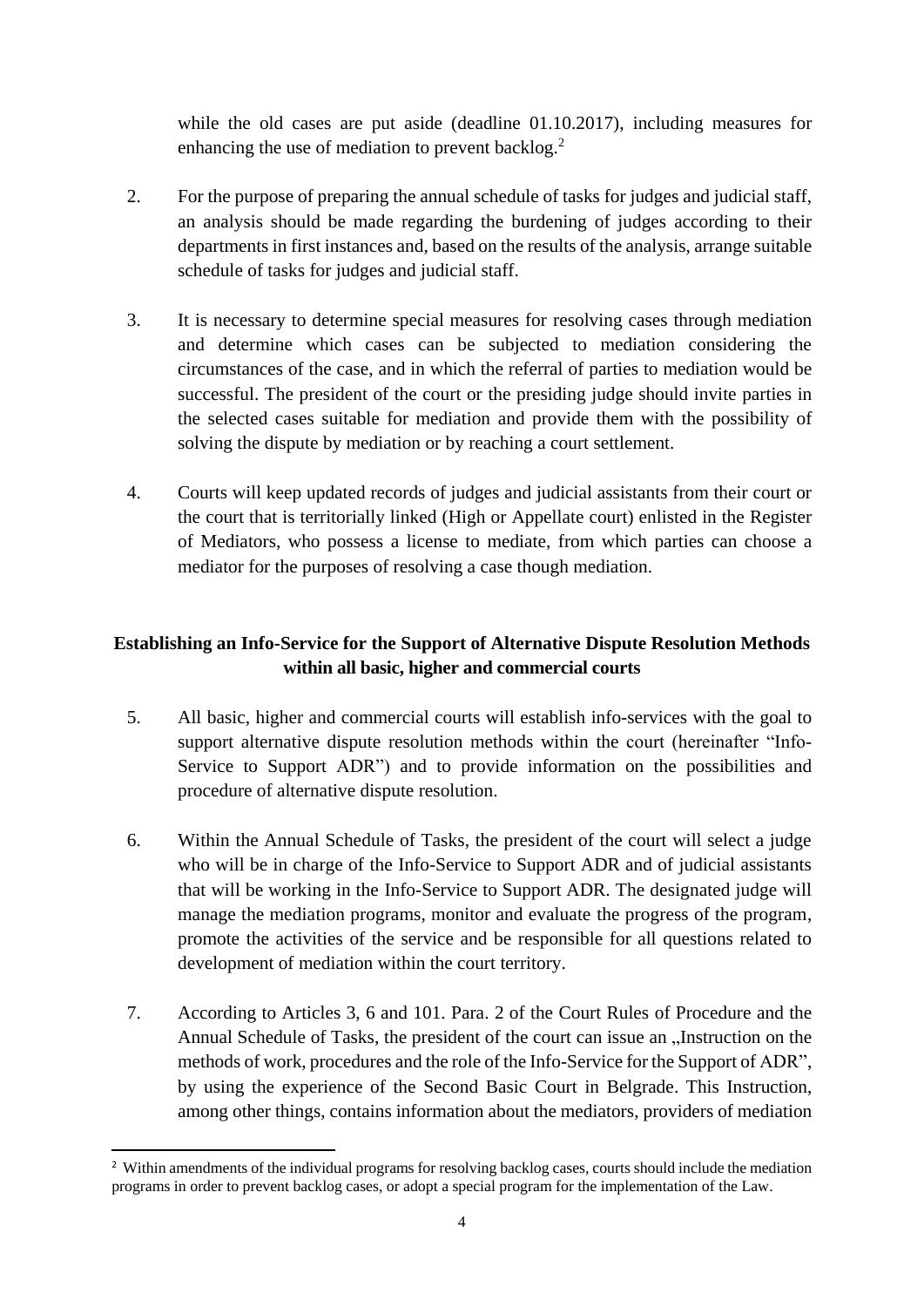while the old cases are put aside (deadline 01.10.2017), including measures for enhancing the use of mediation to prevent backlog.[2]

2. For the purpose of preparing the annual schedule of tasks for judges and judicial staff, an analysis should be made regarding the burdening of judges according to their departments in first instances and, based on the results of the analysis, arrange suitable schedule of tasks for judges and judicial staff.

3. It is necessary to determine special measures for resolving cases through mediation and determine which cases can be subjected to mediation considering the circumstances of the case, and in which the referral of parties to mediation would be successful. The president of the court or the presiding judge should invite parties in the selected cases suitable for mediation and provide them with the possibility of solving the dispute by mediation or by reaching a court settlement.

4. Courts will keep updated records of judges and judicial assistants from their court or the court that is territorially linked (High or Appellate court) enlisted in the Register of Mediators, who possess a license to mediate, from which parties can choose a mediator for the purposes of resolving a case though mediation.

**Establishing an Info-Service for the Support of Alternative Dispute Resolution Methods within all basic, higher and commercial courts**

5. All basic, higher and commercial courts will establish info-services with the goal to support alternative dispute resolution methods within the court (hereinafter "Info-Service to Support ADR") and to provide information on the possibilities and procedure of alternative dispute resolution.

6. Within the Annual Schedule of Tasks, the president of the court will select a judge who will be in charge of the Info-Service to Support ADR and of judicial assistants that will be working in the Info-Service to Support ADR. The designated judge will manage the mediation programs, monitor and evaluate the progress of the program, promote the activities of the service and be responsible for all questions related to development of mediation within the court territory.

7. According to Articles 3, 6 and 101. Para. 2 of the Court Rules of Procedure and the Annual Schedule of Tasks, the president of the court can issue an „Instruction on the methods of work, procedures and the role of the Info-Service for the Support of ADR", by using the experience of the Second Basic Court in Belgrade. This Instruction, among other things, contains information about the mediators, providers of mediation

---

[2] Within amendments of the individual programs for resolving backlog cases, courts should include the mediation programs in order to prevent backlog cases, or adopt a special program for the implementation of the Law.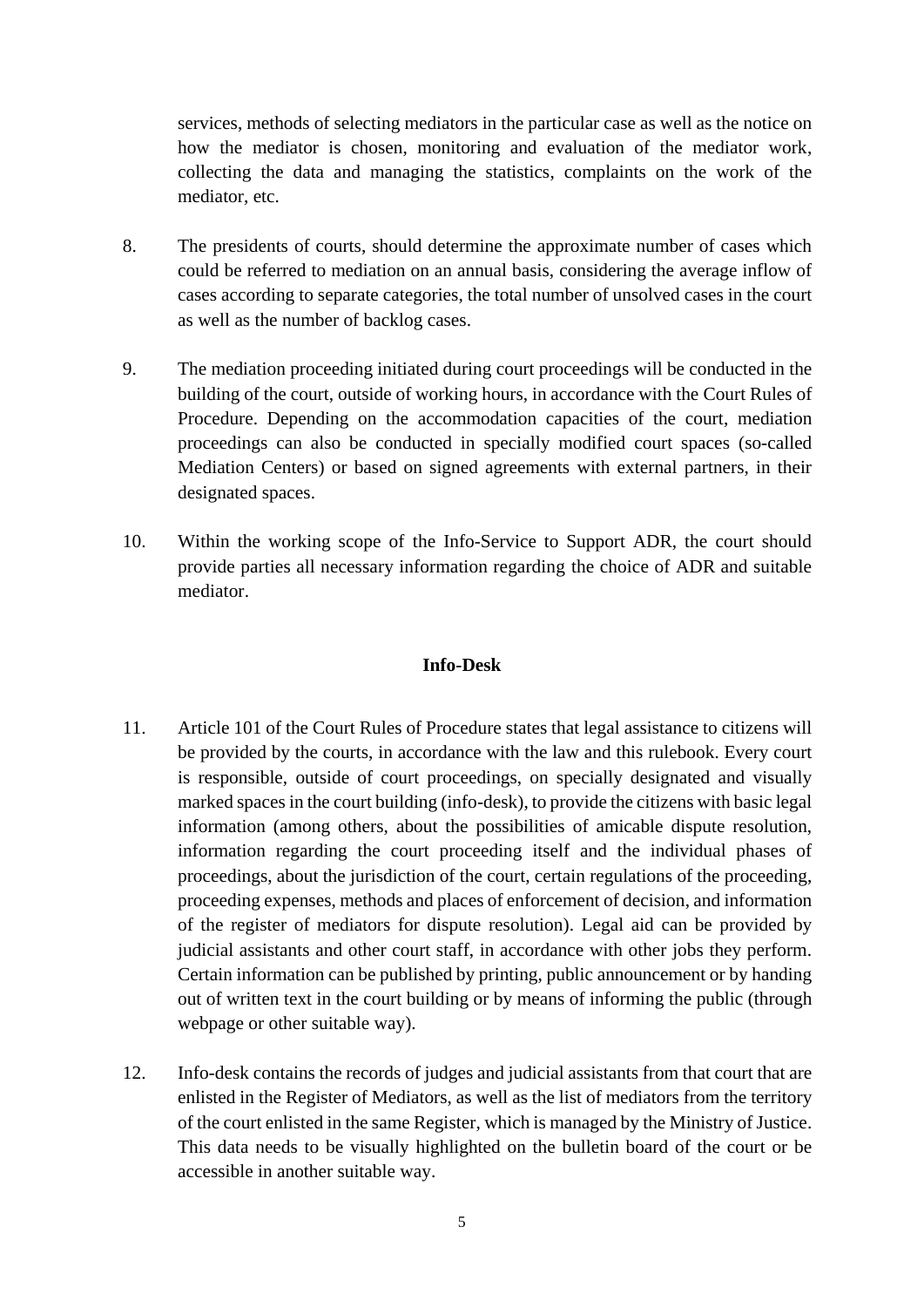services, methods of selecting mediators in the particular case as well as the notice on how the mediator is chosen, monitoring and evaluation of the mediator work, collecting the data and managing the statistics, complaints on the work of the mediator, etc.

8. The presidents of courts, should determine the approximate number of cases which could be referred to mediation on an annual basis, considering the average inflow of cases according to separate categories, the total number of unsolved cases in the court as well as the number of backlog cases.

9. The mediation proceeding initiated during court proceedings will be conducted in the building of the court, outside of working hours, in accordance with the Court Rules of Procedure. Depending on the accommodation capacities of the court, mediation proceedings can also be conducted in specially modified court spaces (so-called Mediation Centers) or based on signed agreements with external partners, in their designated spaces.

10. Within the working scope of the Info-Service to Support ADR, the court should provide parties all necessary information regarding the choice of ADR and suitable mediator.

**Info-Desk**

11. Article 101 of the Court Rules of Procedure states that legal assistance to citizens will be provided by the courts, in accordance with the law and this rulebook. Every court is responsible, outside of court proceedings, on specially designated and visually marked spaces in the court building (info-desk), to provide the citizens with basic legal information (among others, about the possibilities of amicable dispute resolution, information regarding the court proceeding itself and the individual phases of proceedings, about the jurisdiction of the court, certain regulations of the proceeding, proceeding expenses, methods and places of enforcement of decision, and information of the register of mediators for dispute resolution). Legal aid can be provided by judicial assistants and other court staff, in accordance with other jobs they perform. Certain information can be published by printing, public announcement or by handing out of written text in the court building or by means of informing the public (through webpage or other suitable way).

12. Info-desk contains the records of judges and judicial assistants from that court that are enlisted in the Register of Mediators, as well as the list of mediators from the territory of the court enlisted in the same Register, which is managed by the Ministry of Justice. This data needs to be visually highlighted on the bulletin board of the court or be accessible in another suitable way.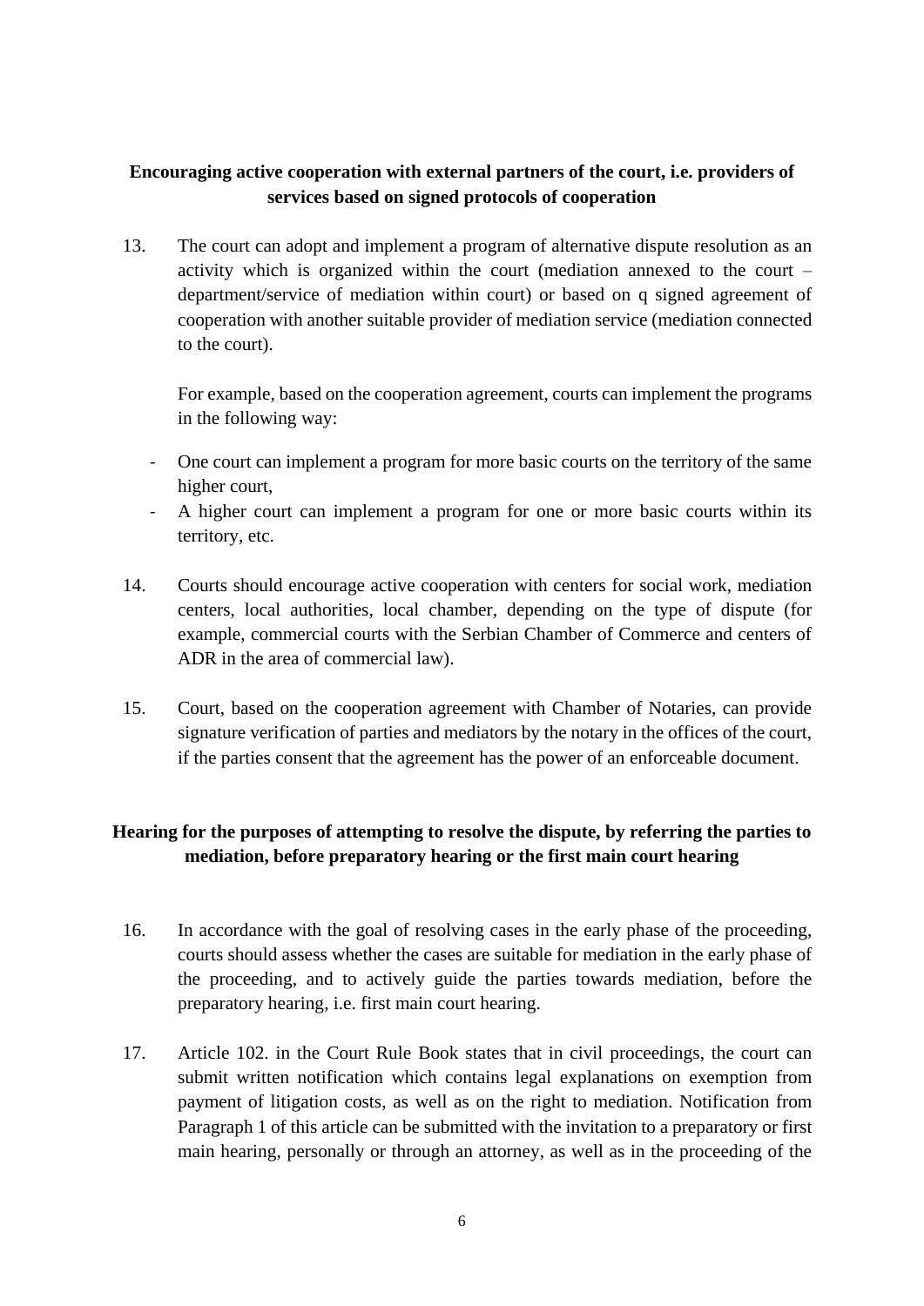**Encouraging active cooperation with external partners of the court, i.e. providers of services based on signed protocols of cooperation**

13. The court can adopt and implement a program of alternative dispute resolution as an activity which is organized within the court (mediation annexed to the court – department/service of mediation within court) or based on q signed agreement of cooperation with another suitable provider of mediation service (mediation connected to the court).

    For example, based on the cooperation agreement, courts can implement the programs in the following way:

    - One court can implement a program for more basic courts on the territory of the same higher court,
    - A higher court can implement a program for one or more basic courts within its territory, etc.

14. Courts should encourage active cooperation with centers for social work, mediation centers, local authorities, local chamber, depending on the type of dispute (for example, commercial courts with the Serbian Chamber of Commerce and centers of ADR in the area of commercial law).

15. Court, based on the cooperation agreement with Chamber of Notaries, can provide signature verification of parties and mediators by the notary in the offices of the court, if the parties consent that the agreement has the power of an enforceable document.

**Hearing for the purposes of attempting to resolve the dispute, by referring the parties to mediation, before preparatory hearing or the first main court hearing**

16. In accordance with the goal of resolving cases in the early phase of the proceeding, courts should assess whether the cases are suitable for mediation in the early phase of the proceeding, and to actively guide the parties towards mediation, before the preparatory hearing, i.e. first main court hearing.

17. Article 102. in the Court Rule Book states that in civil proceedings, the court can submit written notification which contains legal explanations on exemption from payment of litigation costs, as well as on the right to mediation. Notification from Paragraph 1 of this article can be submitted with the invitation to a preparatory or first main hearing, personally or through an attorney, as well as in the proceeding of the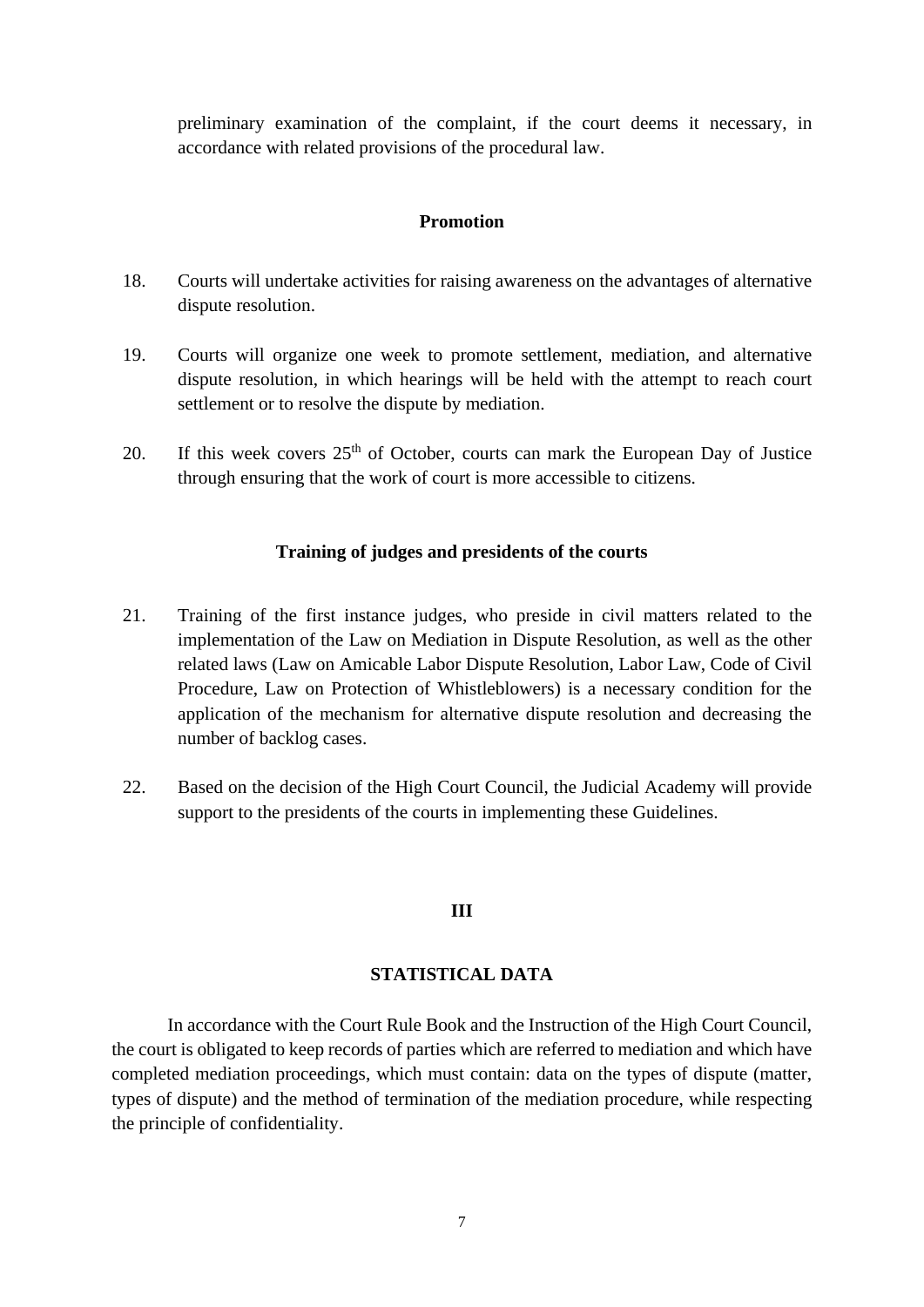preliminary examination of the complaint, if the court deems it necessary, in accordance with related provisions of the procedural law.

### Promotion

18. Courts will undertake activities for raising awareness on the advantages of alternative dispute resolution.

19. Courts will organize one week to promote settlement, mediation, and alternative dispute resolution, in which hearings will be held with the attempt to reach court settlement or to resolve the dispute by mediation.

20. If this week covers 25th of October, courts can mark the European Day of Justice through ensuring that the work of court is more accessible to citizens.

### Training of judges and presidents of the courts

21. Training of the first instance judges, who preside in civil matters related to the implementation of the Law on Mediation in Dispute Resolution, as well as the other related laws (Law on Amicable Labor Dispute Resolution, Labor Law, Code of Civil Procedure, Law on Protection of Whistleblowers) is a necessary condition for the application of the mechanism for alternative dispute resolution and decreasing the number of backlog cases.

22. Based on the decision of the High Court Council, the Judicial Academy will provide support to the presidents of the courts in implementing these Guidelines.

## III

## STATISTICAL DATA

In accordance with the Court Rule Book and the Instruction of the High Court Council, the court is obligated to keep records of parties which are referred to mediation and which have completed mediation proceedings, which must contain: data on the types of dispute (matter, types of dispute) and the method of termination of the mediation procedure, while respecting the principle of confidentiality.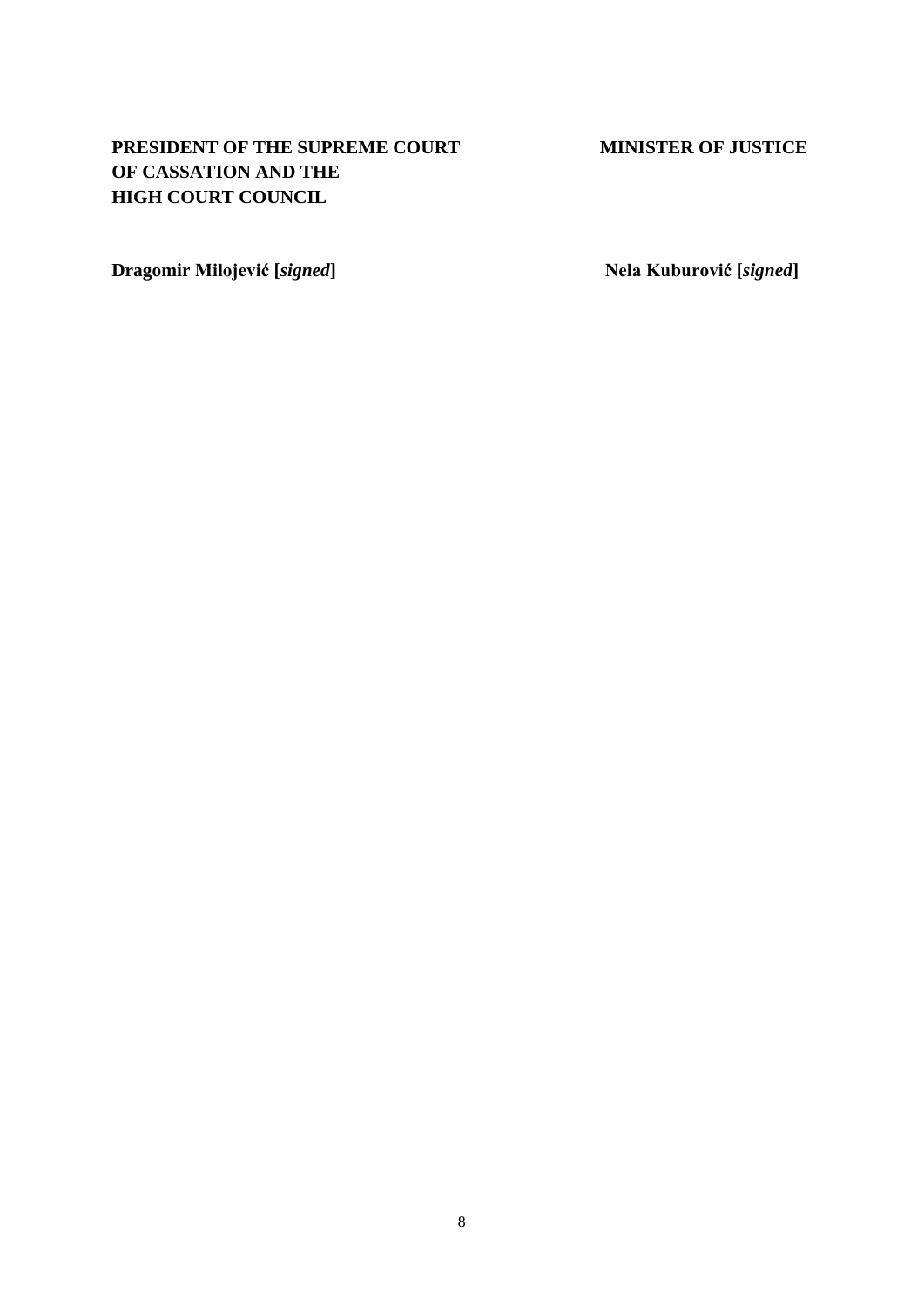**PRESIDENT OF THE SUPREME COURT OF CASSATION AND THE HIGH COURT COUNCIL**

**Dragomir Milojević [*signed*]**

**MINISTER OF JUSTICE**

**Nela Kuburović [*signed*]**